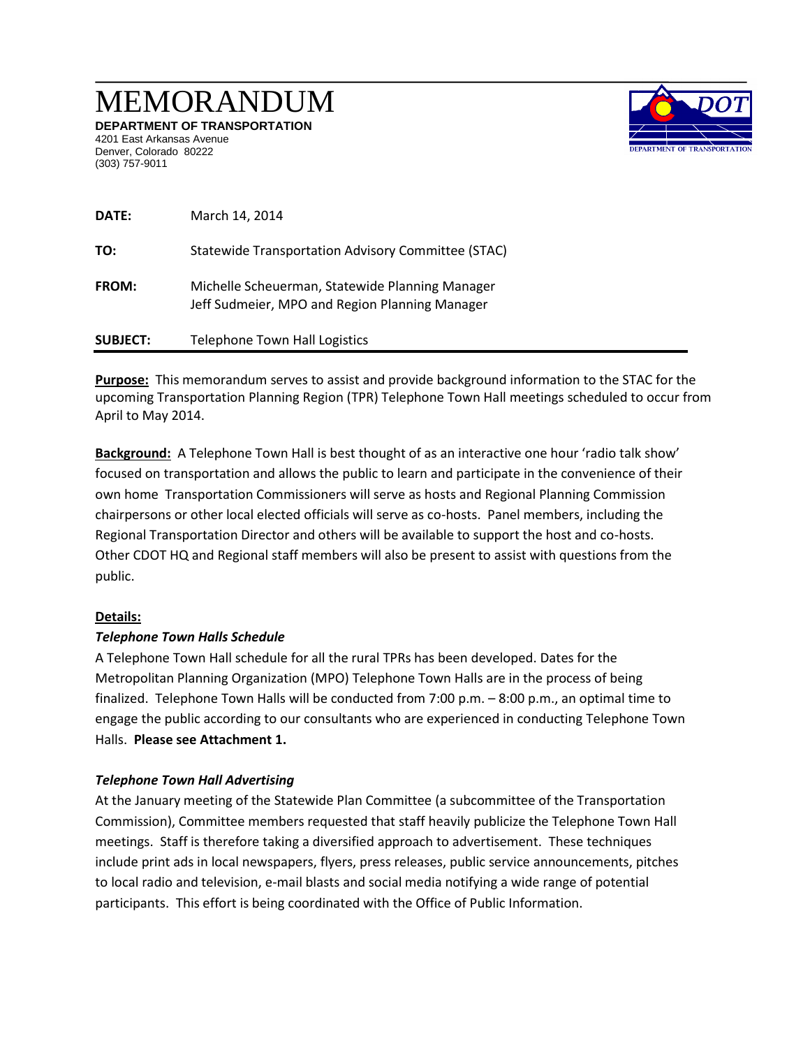# MEMORANDUM

**DEPARTMENT OF TRANSPORTATION**
4201 East Arkansas Avenue
Denver, Colorado 80222
(303) 757-9011

**DATE:** March 14, 2014

**TO:** Statewide Transportation Advisory Committee (STAC)

**FROM:** Michelle Scheuerman, Statewide Planning Manager
Jeff Sudmeier, MPO and Region Planning Manager

**SUBJECT:** Telephone Town Hall Logistics

---

**Purpose:** This memorandum serves to assist and provide background information to the STAC for the upcoming Transportation Planning Region (TPR) Telephone Town Hall meetings scheduled to occur from April to May 2014.

**Background:** A Telephone Town Hall is best thought of as an interactive one hour 'radio talk show' focused on transportation and allows the public to learn and participate in the convenience of their own home Transportation Commissioners will serve as hosts and Regional Planning Commission chairpersons or other local elected officials will serve as co-hosts. Panel members, including the Regional Transportation Director and others will be available to support the host and co-hosts. Other CDOT HQ and Regional staff members will also be present to assist with questions from the public.

**Details:**

***Telephone Town Halls Schedule***

A Telephone Town Hall schedule for all the rural TPRs has been developed. Dates for the Metropolitan Planning Organization (MPO) Telephone Town Halls are in the process of being finalized. Telephone Town Halls will be conducted from 7:00 p.m. – 8:00 p.m., an optimal time to engage the public according to our consultants who are experienced in conducting Telephone Town Halls. **Please see Attachment 1.**

***Telephone Town Hall Advertising***

At the January meeting of the Statewide Plan Committee (a subcommittee of the Transportation Commission), Committee members requested that staff heavily publicize the Telephone Town Hall meetings. Staff is therefore taking a diversified approach to advertisement. These techniques include print ads in local newspapers, flyers, press releases, public service announcements, pitches to local radio and television, e-mail blasts and social media notifying a wide range of potential participants. This effort is being coordinated with the Office of Public Information.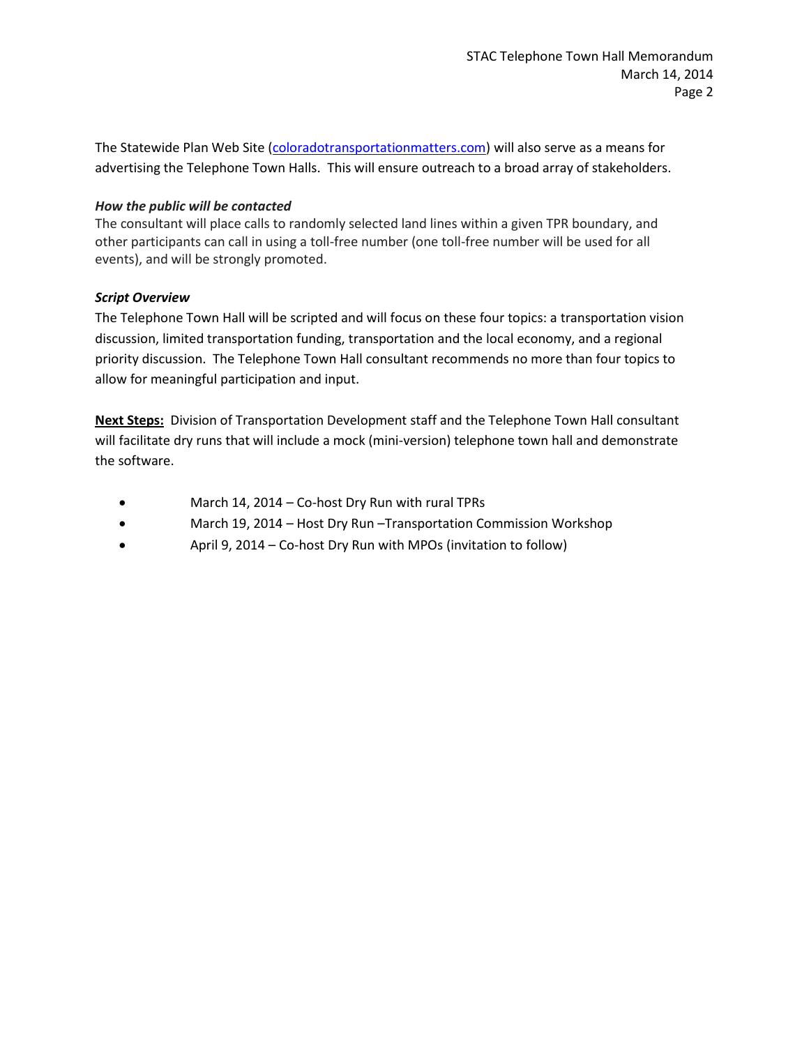The Statewide Plan Web Site ([coloradotransportationmatters.com](coloradotransportationmatters.com)) will also serve as a means for advertising the Telephone Town Halls. This will ensure outreach to a broad array of stakeholders.

***How the public will be contacted***

The consultant will place calls to randomly selected land lines within a given TPR boundary, and other participants can call in using a toll-free number (one toll-free number will be used for all events), and will be strongly promoted.

***Script Overview***

The Telephone Town Hall will be scripted and will focus on these four topics: a transportation vision discussion, limited transportation funding, transportation and the local economy, and a regional priority discussion. The Telephone Town Hall consultant recommends no more than four topics to allow for meaningful participation and input.

**Next Steps:** Division of Transportation Development staff and the Telephone Town Hall consultant will facilitate dry runs that will include a mock (mini-version) telephone town hall and demonstrate the software.

- March 14, 2014 – Co-host Dry Run with rural TPRs
- March 19, 2014 – Host Dry Run –Transportation Commission Workshop
- April 9, 2014 – Co-host Dry Run with MPOs (invitation to follow)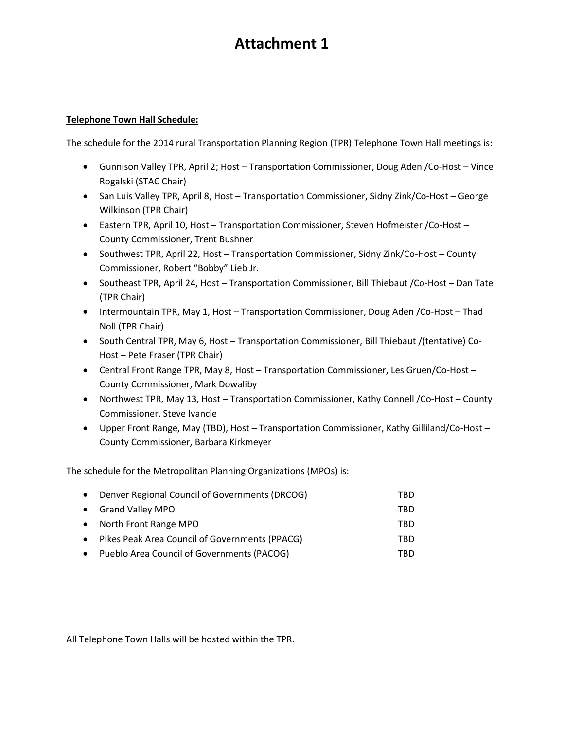# Attachment 1

**Telephone Town Hall Schedule:**

The schedule for the 2014 rural Transportation Planning Region (TPR) Telephone Town Hall meetings is:

- Gunnison Valley TPR, April 2; Host – Transportation Commissioner, Doug Aden /Co-Host – Vince Rogalski (STAC Chair)
- San Luis Valley TPR, April 8, Host – Transportation Commissioner, Sidny Zink/Co-Host – George Wilkinson (TPR Chair)
- Eastern TPR, April 10, Host – Transportation Commissioner, Steven Hofmeister /Co-Host – County Commissioner, Trent Bushner
- Southwest TPR, April 22, Host – Transportation Commissioner, Sidny Zink/Co-Host – County Commissioner, Robert "Bobby" Lieb Jr.
- Southeast TPR, April 24, Host – Transportation Commissioner, Bill Thiebaut /Co-Host – Dan Tate (TPR Chair)
- Intermountain TPR, May 1, Host – Transportation Commissioner, Doug Aden /Co-Host – Thad Noll (TPR Chair)
- South Central TPR, May 6, Host – Transportation Commissioner, Bill Thiebaut /(tentative) Co-Host – Pete Fraser (TPR Chair)
- Central Front Range TPR, May 8, Host – Transportation Commissioner, Les Gruen/Co-Host – County Commissioner, Mark Dowaliby
- Northwest TPR, May 13, Host – Transportation Commissioner, Kathy Connell /Co-Host – County Commissioner, Steve Ivancie
- Upper Front Range, May (TBD), Host – Transportation Commissioner, Kathy Gilliland/Co-Host – County Commissioner, Barbara Kirkmeyer

The schedule for the Metropolitan Planning Organizations (MPOs) is:

- Denver Regional Council of Governments (DRCOG) TBD
- Grand Valley MPO TBD
- North Front Range MPO TBD
- Pikes Peak Area Council of Governments (PPACG) TBD
- Pueblo Area Council of Governments (PACOG) TBD

All Telephone Town Halls will be hosted within the TPR.